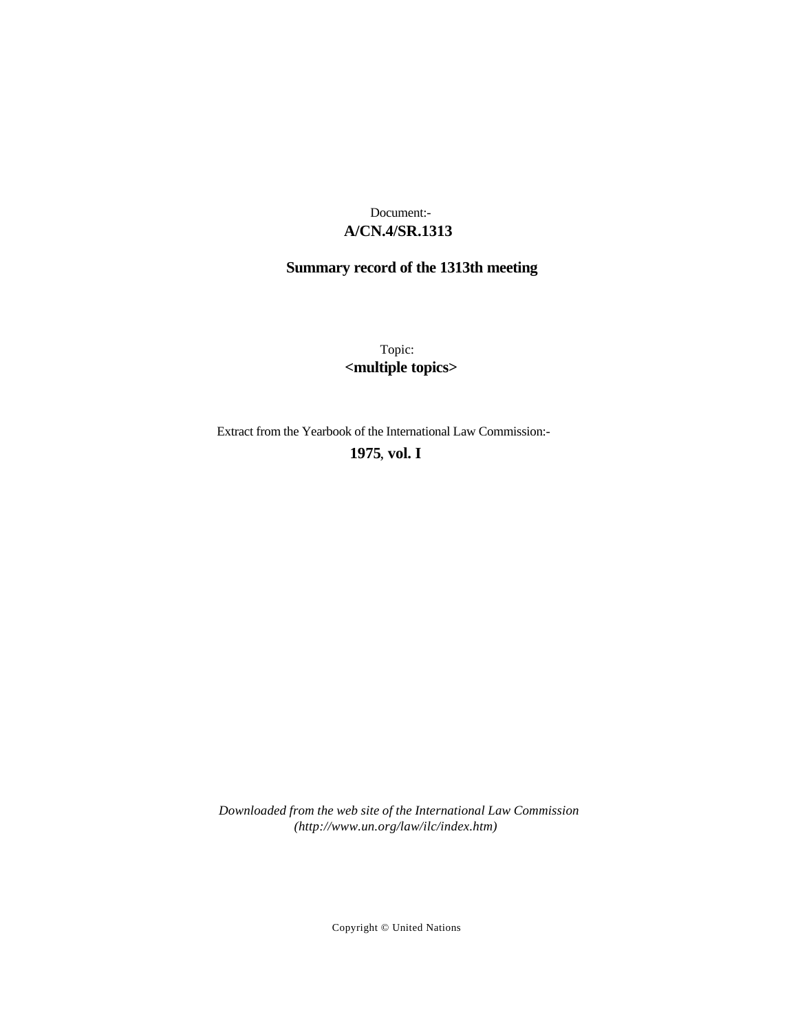Document:-
**A/CN.4/SR.1313**

**Summary record of the 1313th meeting**

Topic:
**<multiple topics>**

Extract from the Yearbook of the International Law Commission:-
**1975, vol. I**

*Downloaded from the web site of the International Law Commission (http://www.un.org/law/ilc/index.htm)*

Copyright © United Nations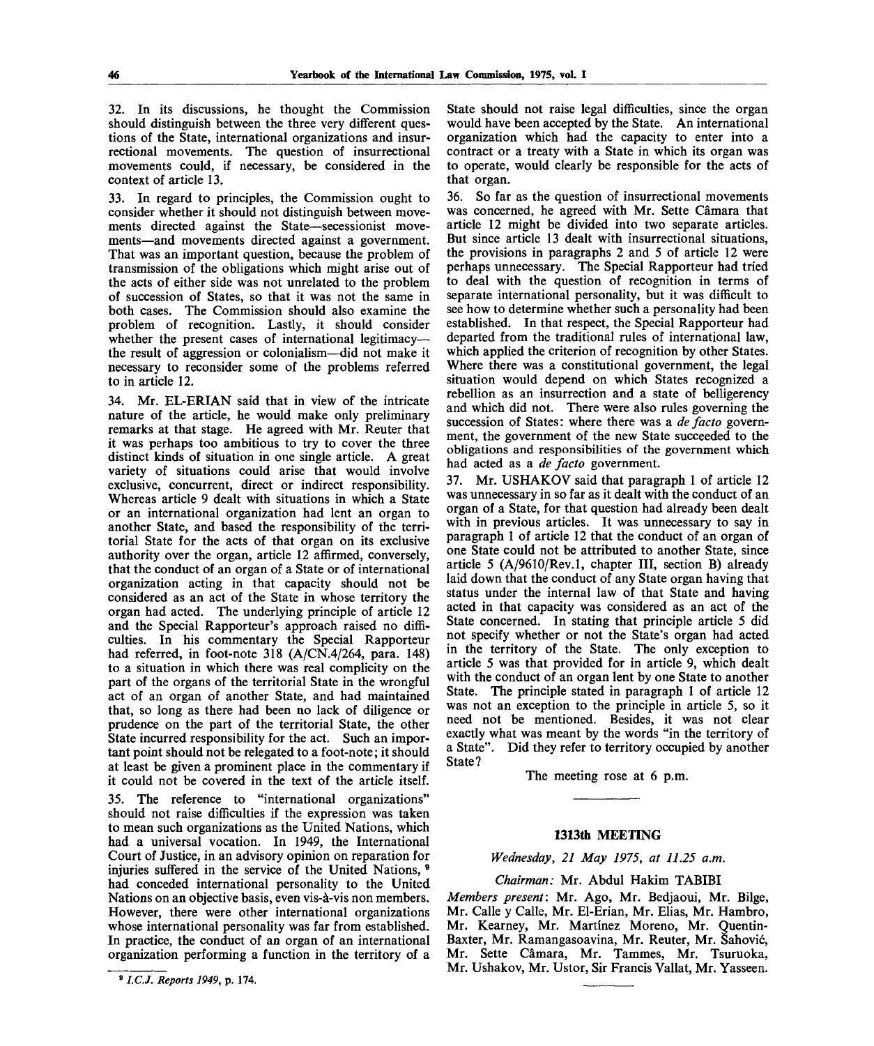32. In its discussions, he thought the Commission should distinguish between the three very different questions of the State, international organizations and insurrectional movements. The question of insurrectional movements could, if necessary, be considered in the context of article 13.

33. In regard to principles, the Commission ought to consider whether it should not distinguish between movements directed against the State—secessionist movements—and movements directed against a government. That was an important question, because the problem of transmission of the obligations which might arise out of the acts of either side was not unrelated to the problem of succession of States, so that it was not the same in both cases. The Commission should also examine the problem of recognition. Lastly, it should consider whether the present cases of international legitimacy—the result of aggression or colonialism—did not make it necessary to reconsider some of the problems referred to in article 12.

34. Mr. EL-ERIAN said that in view of the intricate nature of the article, he would make only preliminary remarks at that stage. He agreed with Mr. Reuter that it was perhaps too ambitious to try to cover the three distinct kinds of situation in one single article. A great variety of situations could arise that would involve exclusive, concurrent, direct or indirect responsibility. Whereas article 9 dealt with situations in which a State or an international organization had lent an organ to another State, and based the responsibility of the territorial State for the acts of that organ on its exclusive authority over the organ, article 12 affirmed, conversely, that the conduct of an organ of a State or of international organization acting in that capacity should not be considered as an act of the State in whose territory the organ had acted. The underlying principle of article 12 and the Special Rapporteur's approach raised no difficulties. In his commentary the Special Rapporteur had referred, in foot-note 318 (A/CN.4/264, para. 148) to a situation in which there was real complicity on the part of the organs of the territorial State in the wrongful act of an organ of another State, and had maintained that, so long as there had been no lack of diligence or prudence on the part of the territorial State, the other State incurred responsibility for the act. Such an important point should not be relegated to a foot-note; it should at least be given a prominent place in the commentary if it could not be covered in the text of the article itself.

35. The reference to "international organizations" should not raise difficulties if the expression was taken to mean such organizations as the United Nations, which had a universal vocation. In 1949, the International Court of Justice, in an advisory opinion on reparation for injuries suffered in the service of the United Nations,[9] had conceded international personality to the United Nations on an objective basis, even vis-à-vis non members. However, there were other international organizations whose international personality was far from established. In practice, the conduct of an organ of an international organization performing a function in the territory of a State should not raise legal difficulties, since the organ would have been accepted by the State. An international organization which had the capacity to enter into a contract or a treaty with a State in which its organ was to operate, would clearly be responsible for the acts of that organ.

36. So far as the question of insurrectional movements was concerned, he agreed with Mr. Sette Câmara that article 12 might be divided into two separate articles. But since article 13 dealt with insurrectional situations, the provisions in paragraphs 2 and 5 of article 12 were perhaps unnecessary. The Special Rapporteur had tried to deal with the question of recognition in terms of separate international personality, but it was difficult to see how to determine whether such a personality had been established. In that respect, the Special Rapporteur had departed from the traditional rules of international law, which applied the criterion of recognition by other States. Where there was a constitutional government, the legal situation would depend on which States recognized a rebellion as an insurrection and a state of belligerency and which did not. There were also rules governing the succession of States: where there was a *de facto* government, the government of the new State succeeded to the obligations and responsibilities of the government which had acted as a *de facto* government.

37. Mr. USHAKOV said that paragraph 1 of article 12 was unnecessary in so far as it dealt with the conduct of an organ of a State, for that question had already been dealt with in previous articles. It was unnecessary to say in paragraph 1 of article 12 that the conduct of an organ of one State could not be attributed to another State, since article 5 (A/9610/Rev.1, chapter III, section B) already laid down that the conduct of any State organ having that status under the internal law of that State and having acted in that capacity was considered as an act of the State concerned. In stating that principle article 5 did not specify whether or not the State's organ had acted in the territory of the State. The only exception to article 5 was that provided for in article 9, which dealt with the conduct of an organ lent by one State to another State. The principle stated in paragraph 1 of article 12 was not an exception to the principle in article 5, so it need not be mentioned. Besides, it was not clear exactly what was meant by the words "in the territory of a State". Did they refer to territory occupied by another State?

The meeting rose at 6 p.m.

---

## 1313th MEETING

*Wednesday, 21 May 1975, at 11.25 a.m.*

*Chairman:* Mr. Abdul Hakim TABIBI

*Members present:* Mr. Ago, Mr. Bedjaoui, Mr. Bilge, Mr. Calle y Calle, Mr. El-Erian, Mr. Elias, Mr. Hambro, Mr. Kearney, Mr. Martínez Moreno, Mr. Quentin-Baxter, Mr. Ramangasoavina, Mr. Reuter, Mr. Šahović, Mr. Sette Câmara, Mr. Tammes, Mr. Tsuruoka, Mr. Ushakov, Mr. Ustor, Sir Francis Vallat, Mr. Yasseen.

---

[9] *I.C.J. Reports 1949*, p. 174.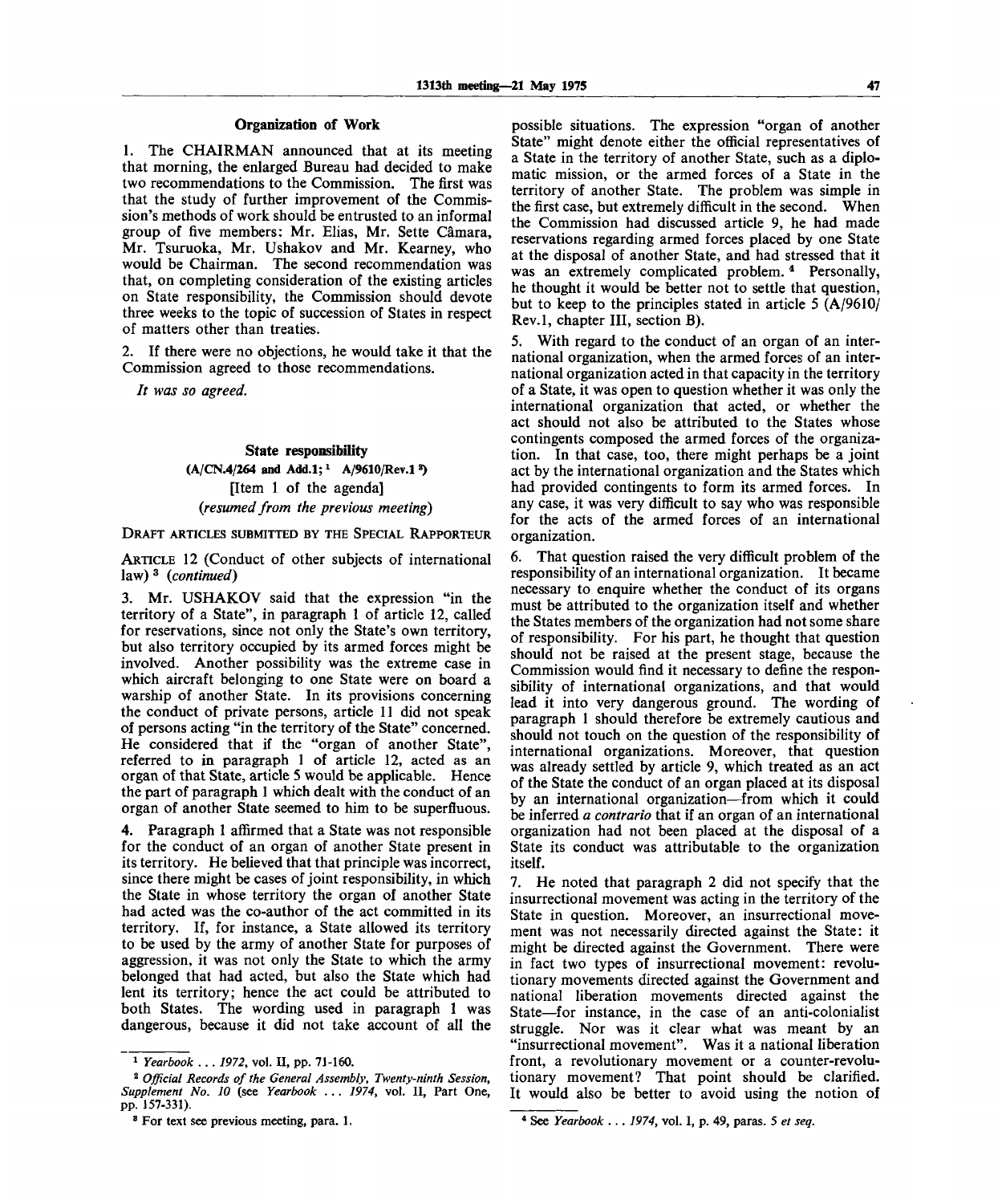## Organization of Work

1. The CHAIRMAN announced that at its meeting that morning, the enlarged Bureau had decided to make two recommendations to the Commission. The first was that the study of further improvement of the Commission's methods of work should be entrusted to an informal group of five members: Mr. Elias, Mr. Sette Câmara, Mr. Tsuruoka, Mr. Ushakov and Mr. Kearney, who would be Chairman. The second recommendation was that, on completing consideration of the existing articles on State responsibility, the Commission should devote three weeks to the topic of succession of States in respect of matters other than treaties.

2. If there were no objections, he would take it that the Commission agreed to those recommendations.

*It was so agreed.*

## State responsibility
**(A/CN.4/264 and Add.1;[1] A/9610/Rev.1[2])**
[Item 1 of the agenda]
*(resumed from the previous meeting)*

DRAFT ARTICLES SUBMITTED BY THE SPECIAL RAPPORTEUR

ARTICLE 12 (Conduct of other subjects of international law)[3] *(continued)*

3. Mr. USHAKOV said that the expression "in the territory of a State", in paragraph 1 of article 12, called for reservations, since not only the State's own territory, but also territory occupied by its armed forces might be involved. Another possibility was the extreme case in which aircraft belonging to one State were on board a warship of another State. In its provisions concerning the conduct of private persons, article 11 did not speak of persons acting "in the territory of the State" concerned. He considered that if the "organ of another State", referred to in paragraph 1 of article 12, acted as an organ of that State, article 5 would be applicable. Hence the part of paragraph 1 which dealt with the conduct of an organ of another State seemed to him to be superfluous.

4. Paragraph 1 affirmed that a State was not responsible for the conduct of an organ of another State present in its territory. He believed that that principle was incorrect, since there might be cases of joint responsibility, in which the State in whose territory the organ of another State had acted was the co-author of the act committed in its territory. If, for instance, a State allowed its territory to be used by the army of another State for purposes of aggression, it was not only the State to which the army belonged that had acted, but also the State which had lent its territory; hence the act could be attributed to both States. The wording used in paragraph 1 was dangerous, because it did not take account of all the possible situations. The expression "organ of another State" might denote either the official representatives of a State in the territory of another State, such as a diplomatic mission, or the armed forces of a State in the territory of another State. The problem was simple in the first case, but extremely difficult in the second. When the Commission had discussed article 9, he had made reservations regarding armed forces placed by one State at the disposal of another State, and had stressed that it was an extremely complicated problem.[4] Personally, he thought it would be better not to settle that question, but to keep to the principles stated in article 5 (A/9610/Rev.1, chapter III, section B).

5. With regard to the conduct of an organ of an international organization, when the armed forces of an international organization acted in that capacity in the territory of a State, it was open to question whether it was only the international organization that acted, or whether the act should not also be attributed to the States whose contingents composed the armed forces of the organization. In that case, too, there might perhaps be a joint act by the international organization and the States which had provided contingents to form its armed forces. In any case, it was very difficult to say who was responsible for the acts of the armed forces of an international organization.

6. That question raised the very difficult problem of the responsibility of an international organization. It became necessary to enquire whether the conduct of its organs must be attributed to the organization itself and whether the States members of the organization had not some share of responsibility. For his part, he thought that question should not be raised at the present stage, because the Commission would find it necessary to define the responsibility of international organizations, and that would lead it into very dangerous ground. The wording of paragraph 1 should therefore be extremely cautious and should not touch on the question of the responsibility of international organizations. Moreover, that question was already settled by article 9, which treated as an act of the State the conduct of an organ placed at its disposal by an international organization—from which it could be inferred *a contrario* that if an organ of an international organization had not been placed at the disposal of a State its conduct was attributable to the organization itself.

7. He noted that paragraph 2 did not specify that the insurrectional movement was acting in the territory of the State in question. Moreover, an insurrectional movement was not necessarily directed against the State: it might be directed against the Government. There were in fact two types of insurrectional movement: revolutionary movements directed against the Government and national liberation movements directed against the State—for instance, in the case of an anti-colonialist struggle. Nor was it clear what was meant by an "insurrectional movement". Was it a national liberation front, a revolutionary movement or a counter-revolutionary movement? That point should be clarified. It would also be better to avoid using the notion of

---

[1] *Yearbook ... 1972*, vol. II, pp. 71-160.

[2] *Official Records of the General Assembly, Twenty-ninth Session, Supplement No. 10* (see *Yearbook ... 1974*, vol. II, Part One, pp. 157-331).

[3] For text see previous meeting, para. 1.

[4] See *Yearbook ... 1974*, vol. I, p. 49, paras. 5 *et seq.*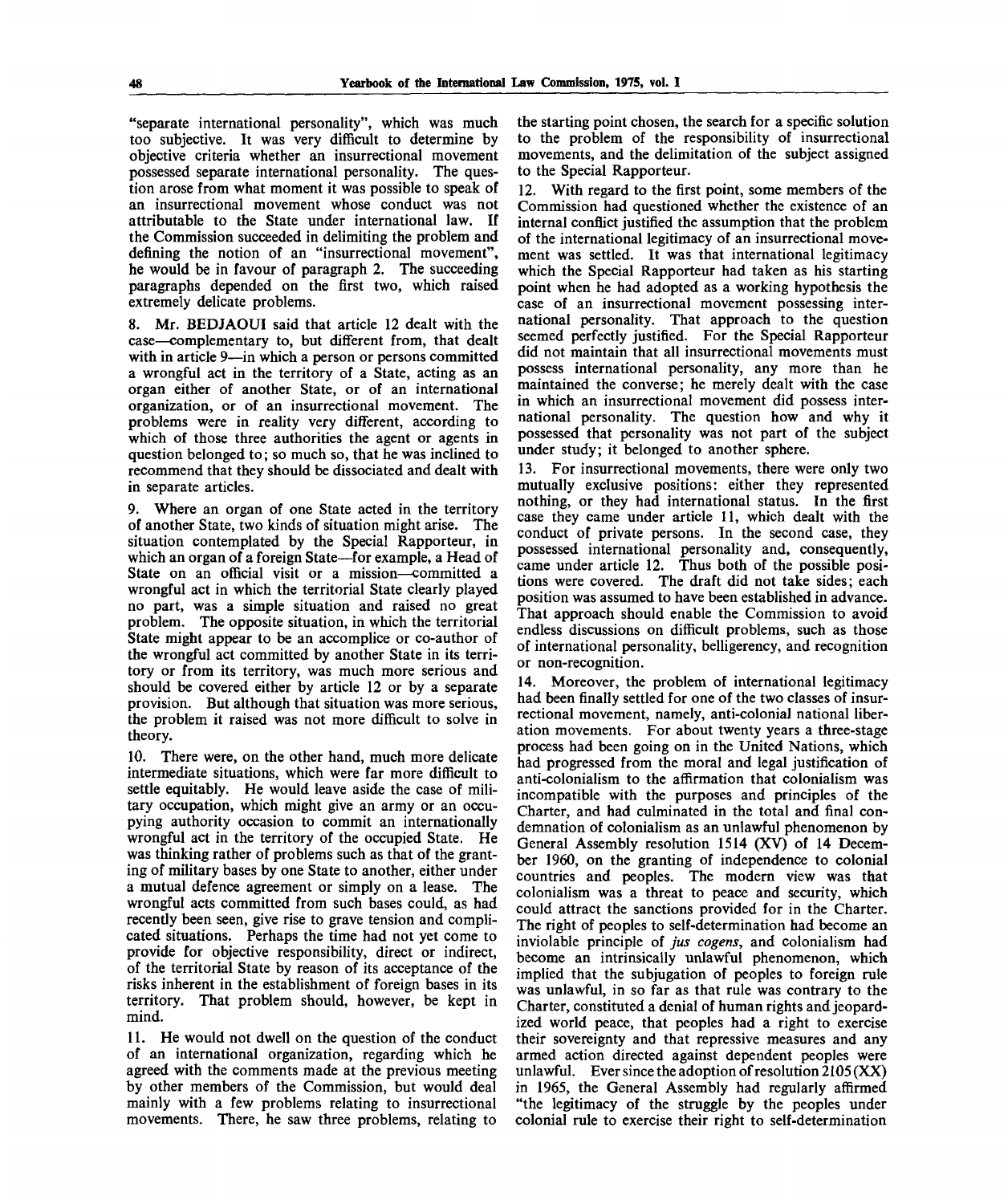"separate international personality", which was much too subjective. It was very difficult to determine by objective criteria whether an insurrectional movement possessed separate international personality. The question arose from what moment it was possible to speak of an insurrectional movement whose conduct was not attributable to the State under international law. If the Commission succeeded in delimiting the problem and defining the notion of an "insurrectional movement", he would be in favour of paragraph 2. The succeeding paragraphs depended on the first two, which raised extremely delicate problems.

8. Mr. BEDJAOUI said that article 12 dealt with the case—complementary to, but different from, that dealt with in article 9—in which a person or persons committed a wrongful act in the territory of a State, acting as an organ either of another State, or of an international organization, or of an insurrectional movement. The problems were in reality very different, according to which of those three authorities the agent or agents in question belonged to; so much so, that he was inclined to recommend that they should be dissociated and dealt with in separate articles.

9. Where an organ of one State acted in the territory of another State, two kinds of situation might arise. The situation contemplated by the Special Rapporteur, in which an organ of a foreign State—for example, a Head of State on an official visit or a mission—committed a wrongful act in which the territorial State clearly played no part, was a simple situation and raised no great problem. The opposite situation, in which the territorial State might appear to be an accomplice or co-author of the wrongful act committed by another State in its territory or from its territory, was much more serious and should be covered either by article 12 or by a separate provision. But although that situation was more serious, the problem it raised was not more difficult to solve in theory.

10. There were, on the other hand, much more delicate intermediate situations, which were far more difficult to settle equitably. He would leave aside the case of military occupation, which might give an army or an occupying authority occasion to commit an internationally wrongful act in the territory of the occupied State. He was thinking rather of problems such as that of the granting of military bases by one State to another, either under a mutual defence agreement or simply on a lease. The wrongful acts committed from such bases could, as had recently been seen, give rise to grave tension and complicated situations. Perhaps the time had not yet come to provide for objective responsibility, direct or indirect, of the territorial State by reason of its acceptance of the risks inherent in the establishment of foreign bases in its territory. That problem should, however, be kept in mind.

11. He would not dwell on the question of the conduct of an international organization, regarding which he agreed with the comments made at the previous meeting by other members of the Commission, but would deal mainly with a few problems relating to insurrectional movements. There, he saw three problems, relating to the starting point chosen, the search for a specific solution to the problem of the responsibility of insurrectional movements, and the delimitation of the subject assigned to the Special Rapporteur.

12. With regard to the first point, some members of the Commission had questioned whether the existence of an internal conflict justified the assumption that the problem of the international legitimacy of an insurrectional movement was settled. It was that international legitimacy which the Special Rapporteur had taken as his starting point when he had adopted as a working hypothesis the case of an insurrectional movement possessing international personality. That approach to the question seemed perfectly justified. For the Special Rapporteur did not maintain that all insurrectional movements must possess international personality, any more than he maintained the converse; he merely dealt with the case in which an insurrectional movement did possess international personality. The question how and why it possessed that personality was not part of the subject under study; it belonged to another sphere.

13. For insurrectional movements, there were only two mutually exclusive positions: either they represented nothing, or they had international status. In the first case they came under article 11, which dealt with the conduct of private persons. In the second case, they possessed international personality and, consequently, came under article 12. Thus both of the possible positions were covered. The draft did not take sides; each position was assumed to have been established in advance. That approach should enable the Commission to avoid endless discussions on difficult problems, such as those of international personality, belligerency, and recognition or non-recognition.

14. Moreover, the problem of international legitimacy had been finally settled for one of the two classes of insurrectional movement, namely, anti-colonial national liberation movements. For about twenty years a three-stage process had been going on in the United Nations, which had progressed from the moral and legal justification of anti-colonialism to the affirmation that colonialism was incompatible with the purposes and principles of the Charter, and had culminated in the total and final condemnation of colonialism as an unlawful phenomenon by General Assembly resolution 1514 (XV) of 14 December 1960, on the granting of independence to colonial countries and peoples. The modern view was that colonialism was a threat to peace and security, which could attract the sanctions provided for in the Charter. The right of peoples to self-determination had become an inviolable principle of *jus cogens*, and colonialism had become an intrinsically unlawful phenomenon, which implied that the subjugation of peoples to foreign rule was unlawful, in so far as that rule was contrary to the Charter, constituted a denial of human rights and jeopardized world peace, that peoples had a right to exercise their sovereignty and that repressive measures and any armed action directed against dependent peoples were unlawful. Ever since the adoption of resolution 2105 (XX) in 1965, the General Assembly had regularly affirmed "the legitimacy of the struggle by the peoples under colonial rule to exercise their right to self-determination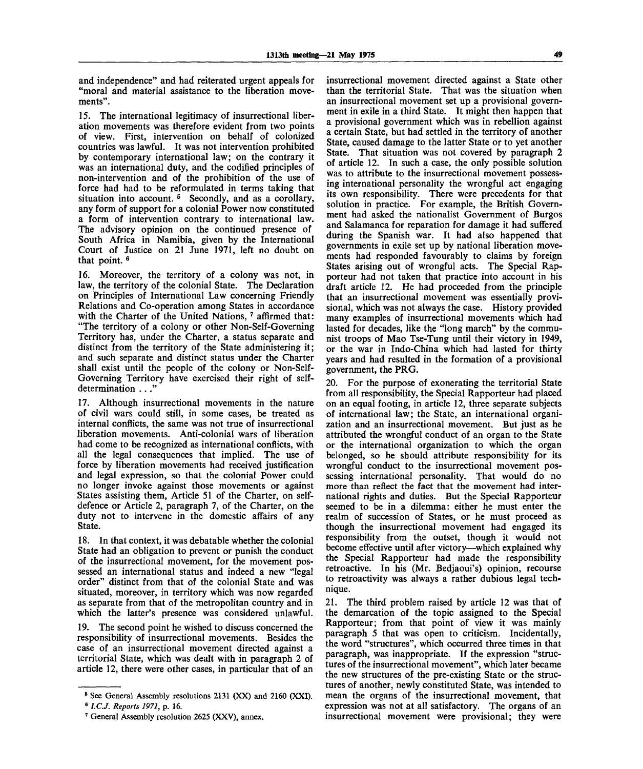and independence" and had reiterated urgent appeals for "moral and material assistance to the liberation movements".

15. The international legitimacy of insurrectional liberation movements was therefore evident from two points of view. First, intervention on behalf of colonized countries was lawful. It was not intervention prohibited by contemporary international law; on the contrary it was an international duty, and the codified principles of non-intervention and of the prohibition of the use of force had had to be reformulated in terms taking that situation into account. [5] Secondly, and as a corollary, any form of support for a colonial Power now constituted a form of intervention contrary to international law. The advisory opinion on the continued presence of South Africa in Namibia, given by the International Court of Justice on 21 June 1971, left no doubt on that point. [6]

16. Moreover, the territory of a colony was not, in law, the territory of the colonial State. The Declaration on Principles of International Law concerning Friendly Relations and Co-operation among States in accordance with the Charter of the United Nations, [7] affirmed that: "The territory of a colony or other Non-Self-Governing Territory has, under the Charter, a status separate and distinct from the territory of the State administering it; and such separate and distinct status under the Charter shall exist until the people of the colony or Non-Self-Governing Territory have exercised their right of self-determination . . ."

17. Although insurrectional movements in the nature of civil wars could still, in some cases, be treated as internal conflicts, the same was not true of insurrectional liberation movements. Anti-colonial wars of liberation had come to be recognized as international conflicts, with all the legal consequences that implied. The use of force by liberation movements had received justification and legal expression, so that the colonial Power could no longer invoke against those movements or against States assisting them, Article 51 of the Charter, on self-defence or Article 2, paragraph 7, of the Charter, on the duty not to intervene in the domestic affairs of any State.

18. In that context, it was debatable whether the colonial State had an obligation to prevent or punish the conduct of the insurrectional movement, for the movement possessed an international status and indeed a new "legal order" distinct from that of the colonial State and was situated, moreover, in territory which was now regarded as separate from that of the metropolitan country and in which the latter's presence was considered unlawful.

19. The second point he wished to discuss concerned the responsibility of insurrectional movements. Besides the case of an insurrectional movement directed against a territorial State, which was dealt with in paragraph 2 of article 12, there were other cases, in particular that of an insurrectional movement directed against a State other than the territorial State. That was the situation when an insurrectional movement set up a provisional government in exile in a third State. It might then happen that a provisional government which was in rebellion against a certain State, but had settled in the territory of another State, caused damage to the latter State or to yet another State. That situation was not covered by paragraph 2 of article 12. In such a case, the only possible solution was to attribute to the insurrectional movement possessing international personality the wrongful act engaging its own responsibility. There were precedents for that solution in practice. For example, the British Government had asked the nationalist Government of Burgos and Salamanca for reparation for damage it had suffered during the Spanish war. It had also happened that governments in exile set up by national liberation movements had responded favourably to claims by foreign States arising out of wrongful acts. The Special Rapporteur had not taken that practice into account in his draft article 12. He had proceeded from the principle that an insurrectional movement was essentially provisional, which was not always the case. History provided many examples of insurrectional movements which had lasted for decades, like the "long march" by the communist troops of Mao Tse-Tung until their victory in 1949, or the war in Indo-China which had lasted for thirty years and had resulted in the formation of a provisional government, the PRG.

20. For the purpose of exonerating the territorial State from all responsibility, the Special Rapporteur had placed on an equal footing, in article 12, three separate subjects of international law; the State, an international organization and an insurrectional movement. But just as he attributed the wrongful conduct of an organ to the State or the international organization to which the organ belonged, so he should attribute responsibility for its wrongful conduct to the insurrectional movement possessing international personality. That would do no more than reflect the fact that the movement had international rights and duties. But the Special Rapporteur seemed to be in a dilemma: either he must enter the realm of succession of States, or he must proceed as though the insurrectional movement had engaged its responsibility from the outset, though it would not become effective until after victory—which explained why the Special Rapporteur had made the responsibility retroactive. In his (Mr. Bedjaoui's) opinion, recourse to retroactivity was always a rather dubious legal technique.

21. The third problem raised by article 12 was that of the demarcation of the topic assigned to the Special Rapporteur; from that point of view it was mainly paragraph 5 that was open to criticism. Incidentally, the word "structures", which occurred three times in that paragraph, was inappropriate. If the expression "structures of the insurrectional movement", which later became the new structures of the pre-existing State or the structures of another, newly constituted State, was intended to mean the organs of the insurrectional movement, that expression was not at all satisfactory. The organs of an insurrectional movement were provisional; they were

---

[5] See General Assembly resolutions 2131 (XX) and 2160 (XXI).

[6] *I.C.J. Reports 1971*, p. 16.

[7] General Assembly resolution 2625 (XXV), annex.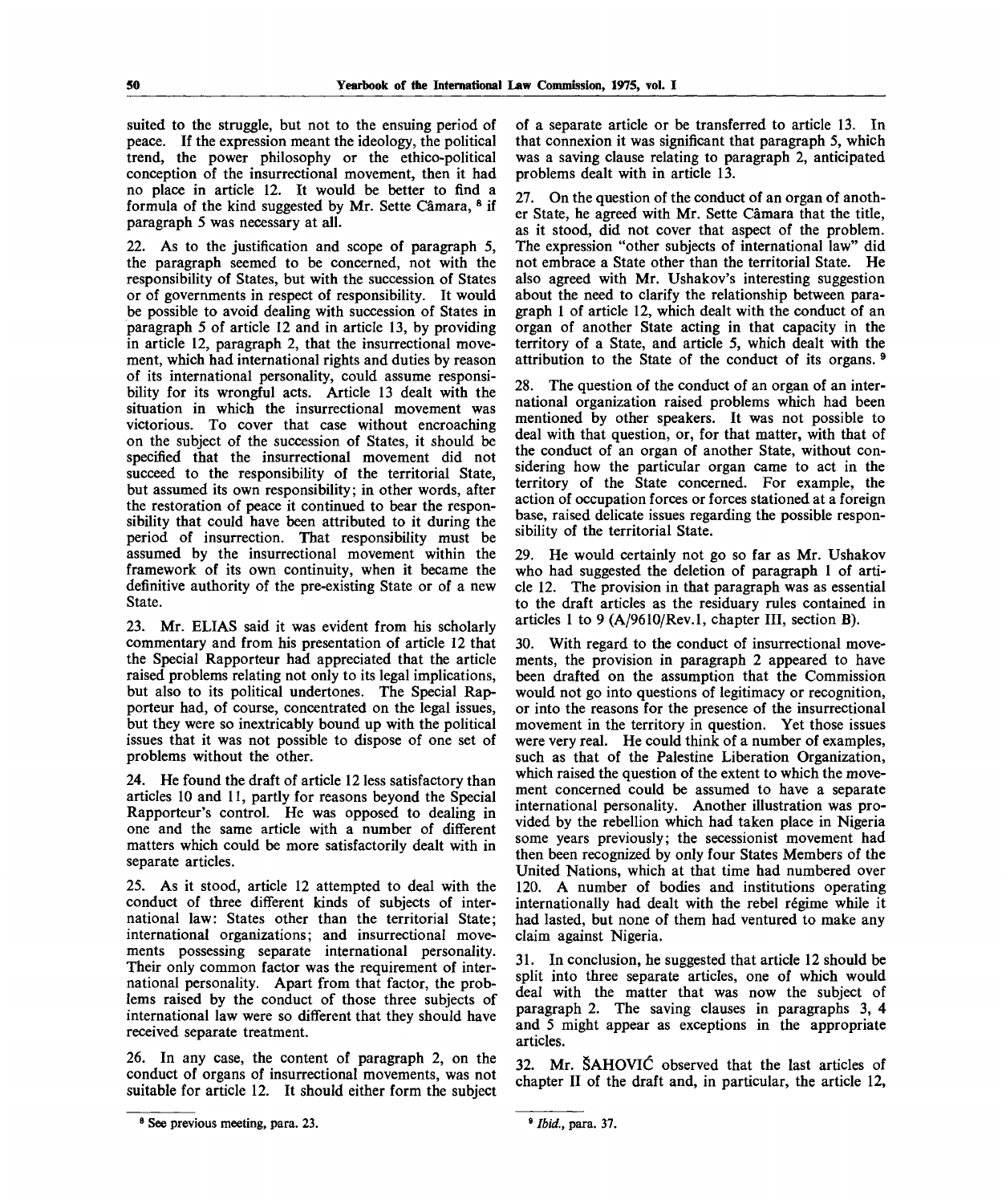suited to the struggle, but not to the ensuing period of peace. If the expression meant the ideology, the political trend, the power philosophy or the ethico-political conception of the insurrectional movement, then it had no place in article 12. It would be better to find a formula of the kind suggested by Mr. Sette Câmara, [8] if paragraph 5 was necessary at all.

22. As to the justification and scope of paragraph 5, the paragraph seemed to be concerned, not with the responsibility of States, but with the succession of States or of governments in respect of responsibility. It would be possible to avoid dealing with succession of States in paragraph 5 of article 12 and in article 13, by providing in article 12, paragraph 2, that the insurrectional movement, which had international rights and duties by reason of its international personality, could assume responsibility for its wrongful acts. Article 13 dealt with the situation in which the insurrectional movement was victorious. To cover that case without encroaching on the subject of the succession of States, it should be specified that the insurrectional movement did not succeed to the responsibility of the territorial State, but assumed its own responsibility; in other words, after the restoration of peace it continued to bear the responsibility that could have been attributed to it during the period of insurrection. That responsibility must be assumed by the insurrectional movement within the framework of its own continuity, when it became the definitive authority of the pre-existing State or of a new State.

23. Mr. ELIAS said it was evident from his scholarly commentary and from his presentation of article 12 that the Special Rapporteur had appreciated that the article raised problems relating not only to its legal implications, but also to its political undertones. The Special Rapporteur had, of course, concentrated on the legal issues, but they were so inextricably bound up with the political issues that it was not possible to dispose of one set of problems without the other.

24. He found the draft of article 12 less satisfactory than articles 10 and 11, partly for reasons beyond the Special Rapporteur's control. He was opposed to dealing in one and the same article with a number of different matters which could be more satisfactorily dealt with in separate articles.

25. As it stood, article 12 attempted to deal with the conduct of three different kinds of subjects of international law: States other than the territorial State; international organizations; and insurrectional movements possessing separate international personality. Their only common factor was the requirement of international personality. Apart from that factor, the problems raised by the conduct of those three subjects of international law were so different that they should have received separate treatment.

26. In any case, the content of paragraph 2, on the conduct of organs of insurrectional movements, was not suitable for article 12. It should either form the subject of a separate article or be transferred to article 13. In that connexion it was significant that paragraph 5, which was a saving clause relating to paragraph 2, anticipated problems dealt with in article 13.

27. On the question of the conduct of an organ of another State, he agreed with Mr. Sette Câmara that the title, as it stood, did not cover that aspect of the problem. The expression "other subjects of international law" did not embrace a State other than the territorial State. He also agreed with Mr. Ushakov's interesting suggestion about the need to clarify the relationship between paragraph 1 of article 12, which dealt with the conduct of an organ of another State acting in that capacity in the territory of a State, and article 5, which dealt with the attribution to the State of the conduct of its organs. [9]

28. The question of the conduct of an organ of an international organization raised problems which had been mentioned by other speakers. It was not possible to deal with that question, or, for that matter, with that of the conduct of an organ of another State, without considering how the particular organ came to act in the territory of the State concerned. For example, the action of occupation forces or forces stationed at a foreign base, raised delicate issues regarding the possible responsibility of the territorial State.

29. He would certainly not go so far as Mr. Ushakov who had suggested the deletion of paragraph 1 of article 12. The provision in that paragraph was as essential to the draft articles as the residuary rules contained in articles 1 to 9 (A/9610/Rev.1, chapter III, section B).

30. With regard to the conduct of insurrectional movements, the provision in paragraph 2 appeared to have been drafted on the assumption that the Commission would not go into questions of legitimacy or recognition, or into the reasons for the presence of the insurrectional movement in the territory in question. Yet those issues were very real. He could think of a number of examples, such as that of the Palestine Liberation Organization, which raised the question of the extent to which the movement concerned could be assumed to have a separate international personality. Another illustration was provided by the rebellion which had taken place in Nigeria some years previously; the secessionist movement had then been recognized by only four States Members of the United Nations, which at that time had numbered over 120. A number of bodies and institutions operating internationally had dealt with the rebel régime while it had lasted, but none of them had ventured to make any claim against Nigeria.

31. In conclusion, he suggested that article 12 should be split into three separate articles, one of which would deal with the matter that was now the subject of paragraph 2. The saving clauses in paragraphs 3, 4 and 5 might appear as exceptions in the appropriate articles.

32. Mr. ŠAHOVIĆ observed that the last articles of chapter II of the draft and, in particular, the article 12,

---

[8] See previous meeting, para. 23.

[9] *Ibid.*, para. 37.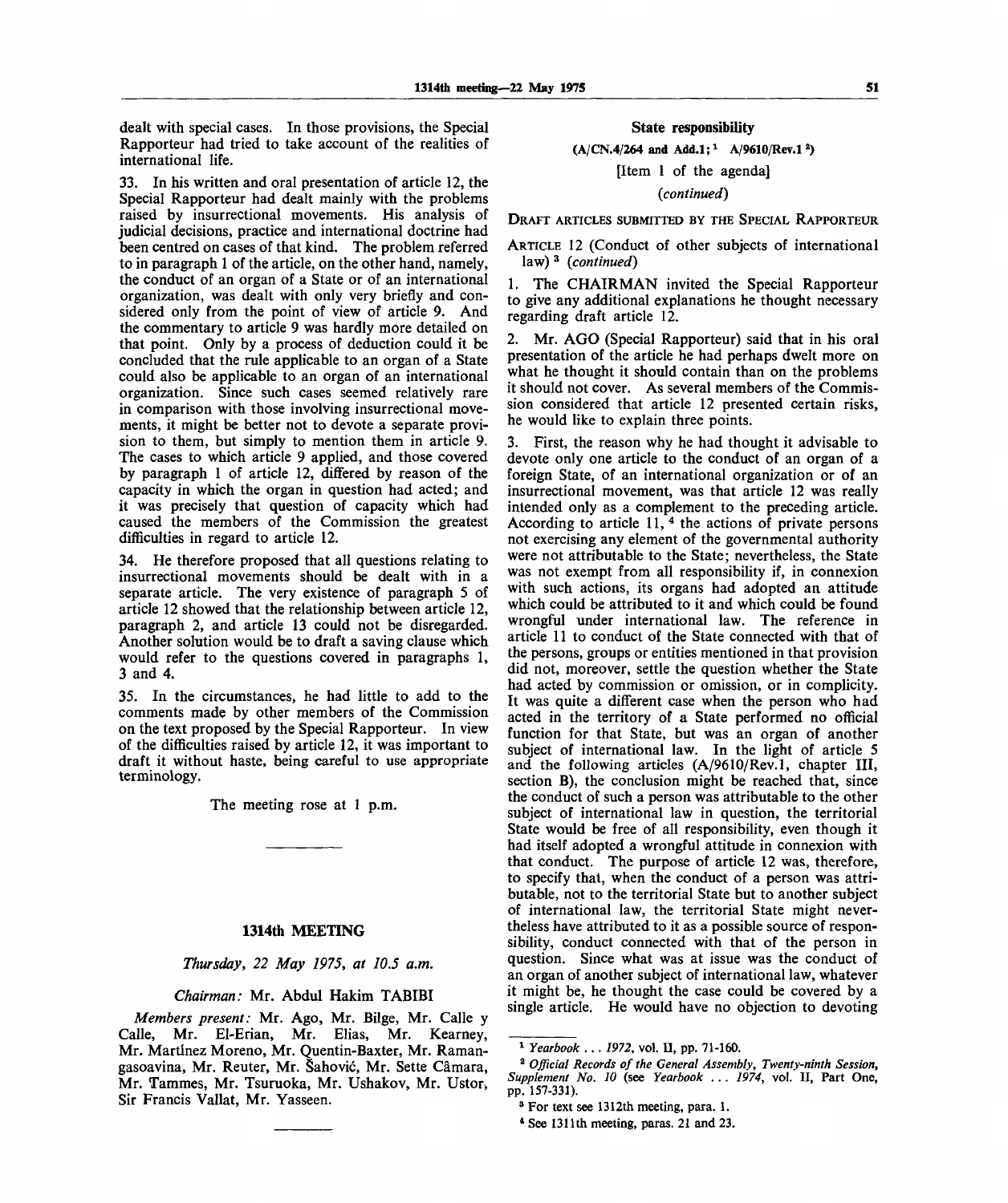dealt with special cases. In those provisions, the Special Rapporteur had tried to take account of the realities of international life.

33. In his written and oral presentation of article 12, the Special Rapporteur had dealt mainly with the problems raised by insurrectional movements. His analysis of judicial decisions, practice and international doctrine had been centred on cases of that kind. The problem referred to in paragraph 1 of the article, on the other hand, namely, the conduct of an organ of a State or of an international organization, was dealt with only very briefly and considered only from the point of view of article 9. And the commentary to article 9 was hardly more detailed on that point. Only by a process of deduction could it be concluded that the rule applicable to an organ of a State could also be applicable to an organ of an international organization. Since such cases seemed relatively rare in comparison with those involving insurrectional movements, it might be better not to devote a separate provision to them, but simply to mention them in article 9. The cases to which article 9 applied, and those covered by paragraph 1 of article 12, differed by reason of the capacity in which the organ in question had acted; and it was precisely that question of capacity which had caused the members of the Commission the greatest difficulties in regard to article 12.

34. He therefore proposed that all questions relating to insurrectional movements should be dealt with in a separate article. The very existence of paragraph 5 of article 12 showed that the relationship between article 12, paragraph 2, and article 13 could not be disregarded. Another solution would be to draft a saving clause which would refer to the questions covered in paragraphs 1, 3 and 4.

35. In the circumstances, he had little to add to the comments made by other members of the Commission on the text proposed by the Special Rapporteur. In view of the difficulties raised by article 12, it was important to draft it without haste, being careful to use appropriate terminology.

The meeting rose at 1 p.m.

## 1314th MEETING

*Thursday, 22 May 1975, at 10.5 a.m.*

*Chairman:* Mr. Abdul Hakim TABIBI

*Members present:* Mr. Ago, Mr. Bilge, Mr. Calle y Calle, Mr. El-Erian, Mr. Elias, Mr. Kearney, Mr. Martínez Moreno, Mr. Quentin-Baxter, Mr. Ramangasoavina, Mr. Reuter, Mr. Šahović, Mr. Sette Câmara, Mr. Tammes, Mr. Tsuruoka, Mr. Ushakov, Mr. Ustor, Sir Francis Vallat, Mr. Yasseen.

### State responsibility

**(A/CN.4/264 and Add.1;[1] A/9610/Rev.1[2])**

[Item 1 of the agenda]

*(continued)*

DRAFT ARTICLES SUBMITTED BY THE SPECIAL RAPPORTEUR

ARTICLE 12 (Conduct of other subjects of international law)[3] *(continued)*

1. The CHAIRMAN invited the Special Rapporteur to give any additional explanations he thought necessary regarding draft article 12.

2. Mr. AGO (Special Rapporteur) said that in his oral presentation of the article he had perhaps dwelt more on what he thought it should contain than on the problems it should not cover. As several members of the Commission considered that article 12 presented certain risks, he would like to explain three points.

3. First, the reason why he had thought it advisable to devote only one article to the conduct of an organ of a foreign State, of an international organization or of an insurrectional movement, was that article 12 was really intended only as a complement to the preceding article. According to article 11,[4] the actions of private persons not exercising any element of the governmental authority were not attributable to the State; nevertheless, the State was not exempt from all responsibility if, in connexion with such actions, its organs had adopted an attitude which could be attributed to it and which could be found wrongful under international law. The reference in article 11 to conduct of the State connected with that of the persons, groups or entities mentioned in that provision did not, moreover, settle the question whether the State had acted by commission or omission, or in complicity. It was quite a different case when the person who had acted in the territory of a State performed no official function for that State, but was an organ of another subject of international law. In the light of article 5 and the following articles (A/9610/Rev.1, chapter III, section B), the conclusion might be reached that, since the conduct of such a person was attributable to the other subject of international law in question, the territorial State would be free of all responsibility, even though it had itself adopted a wrongful attitude in connexion with that conduct. The purpose of article 12 was, therefore, to specify that, when the conduct of a person was attributable, not to the territorial State but to another subject of international law, the territorial State might nevertheless have attributed to it as a possible source of responsibility, conduct connected with that of the person in question. Since what was at issue was the conduct of an organ of another subject of international law, whatever it might be, he thought the case could be covered by a single article. He would have no objection to devoting

---

[1] *Yearbook . . . 1972*, vol. II, pp. 71-160.

[2] *Official Records of the General Assembly, Twenty-ninth Session, Supplement No. 10* (see *Yearbook . . . 1974*, vol. II, Part One, pp. 157-331).

[3] For text see 1312th meeting, para. 1.

[4] See 1311th meeting, paras. 21 and 23.